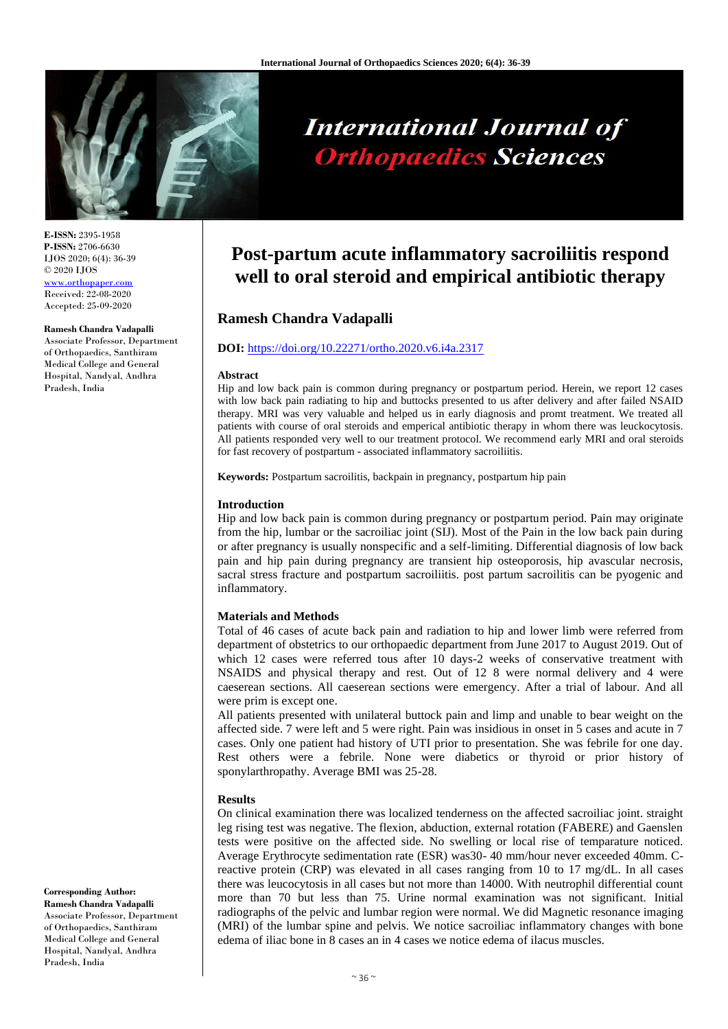**E-ISSN:** 2395-1958
**P-ISSN:** 2706-6630
IJOS 2020; 6(4): 36-39
© 2020 IJOS
www.orthopaper.com
Received: 22-08-2020
Accepted: 25-09-2020

**Ramesh Chandra Vadapalli**
Associate Professor, Department of Orthopaedics, Santhiram Medical College and General Hospital, Nandyal, Andhra Pradesh, India

**Corresponding Author:**
**Ramesh Chandra Vadapalli**
Associate Professor, Department of Orthopaedics, Santhiram Medical College and General Hospital, Nandyal, Andhra Pradesh, India

# Post-partum acute inflammatory sacroiliitis respond well to oral steroid and empirical antibiotic therapy

## Ramesh Chandra Vadapalli

**DOI:** https://doi.org/10.22271/ortho.2020.v6.i4a.2317

### Abstract

Hip and low back pain is common during pregnancy or postpartum period. Herein, we report 12 cases with low back pain radiating to hip and buttocks presented to us after delivery and after failed NSAID therapy. MRI was very valuable and helped us in early diagnosis and promt treatment. We treated all patients with course of oral steroids and emperical antibiotic therapy in whom there was leuckocytosis. All patients responded very well to our treatment protocol. We recommend early MRI and oral steroids for fast recovery of postpartum - associated inflammatory sacroiliitis.

**Keywords:** Postpartum sacroilitis, backpain in pregnancy, postpartum hip pain

### Introduction

Hip and low back pain is common during pregnancy or postpartum period. Pain may originate from the hip, lumbar or the sacroiliac joint (SIJ). Most of the Pain in the low back pain during or after pregnancy is usually nonspecific and a self-limiting. Differential diagnosis of low back pain and hip pain during pregnancy are transient hip osteoporosis, hip avascular necrosis, sacral stress fracture and postpartum sacroiliitis. post partum sacroilitis can be pyogenic and inflammatory.

### Materials and Methods

Total of 46 cases of acute back pain and radiation to hip and lower limb were referred from department of obstetrics to our orthopaedic department from June 2017 to August 2019. Out of which 12 cases were referred tous after 10 days-2 weeks of conservative treatment with NSAIDS and physical therapy and rest. Out of 12 8 were normal delivery and 4 were caeserean sections. All caeserean sections were emergency. After a trial of labour. And all were prim is except one.

All patients presented with unilateral buttock pain and limp and unable to bear weight on the affected side. 7 were left and 5 were right. Pain was insidious in onset in 5 cases and acute in 7 cases. Only one patient had history of UTI prior to presentation. She was febrile for one day. Rest others were a febrile. None were diabetics or thyroid or prior history of sponylarthropathy. Average BMI was 25-28.

### Results

On clinical examination there was localized tenderness on the affected sacroiliac joint. straight leg rising test was negative. The flexion, abduction, external rotation (FABERE) and Gaenslen tests were positive on the affected side. No swelling or local rise of temparature noticed. Average Erythrocyte sedimentation rate (ESR) was30- 40 mm/hour never exceeded 40mm. C-reactive protein (CRP) was elevated in all cases ranging from 10 to 17 mg/dL. In all cases there was leucocytosis in all cases but not more than 14000. With neutrophil differential count more than 70 but less than 75. Urine normal examination was not significant. Initial radiographs of the pelvic and lumbar region were normal. We did Magnetic resonance imaging (MRI) of the lumbar spine and pelvis. We notice sacroiliac inflammatory changes with bone edema of iliac bone in 8 cases an in 4 cases we notice edema of ilacus muscles.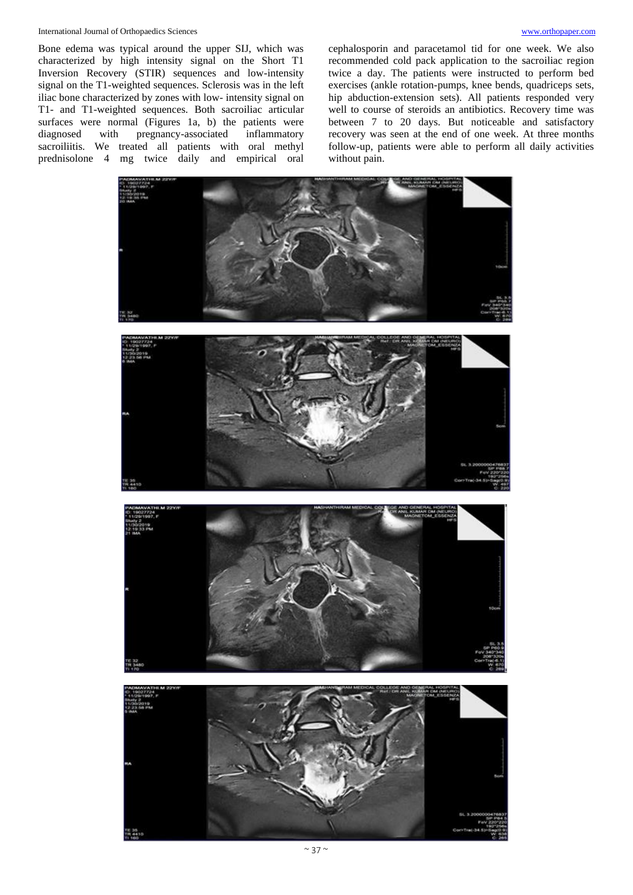Bone edema was typical around the upper SIJ, which was characterized by high intensity signal on the Short T1 Inversion Recovery (STIR) sequences and low-intensity signal on the T1-weighted sequences. Sclerosis was in the left iliac bone characterized by zones with low- intensity signal on T1- and T1-weighted sequences. Both sacroiliac articular surfaces were normal (Figures 1a, b) the patients were diagnosed with pregnancy-associated inflammatory sacroiliitis. We treated all patients with oral methyl prednisolone 4 mg twice daily and empirical oral cephalosporin and paracetamol tid for one week. We also recommended cold pack application to the sacroiliac region twice a day. The patients were instructed to perform bed exercises (ankle rotation-pumps, knee bends, quadriceps sets, hip abduction-extension sets). All patients responded very well to course of steroids an antibiotics. Recovery time was between 7 to 20 days. But noticeable and satisfactory recovery was seen at the end of one week. At three months follow-up, patients were able to perform all daily activities without pain.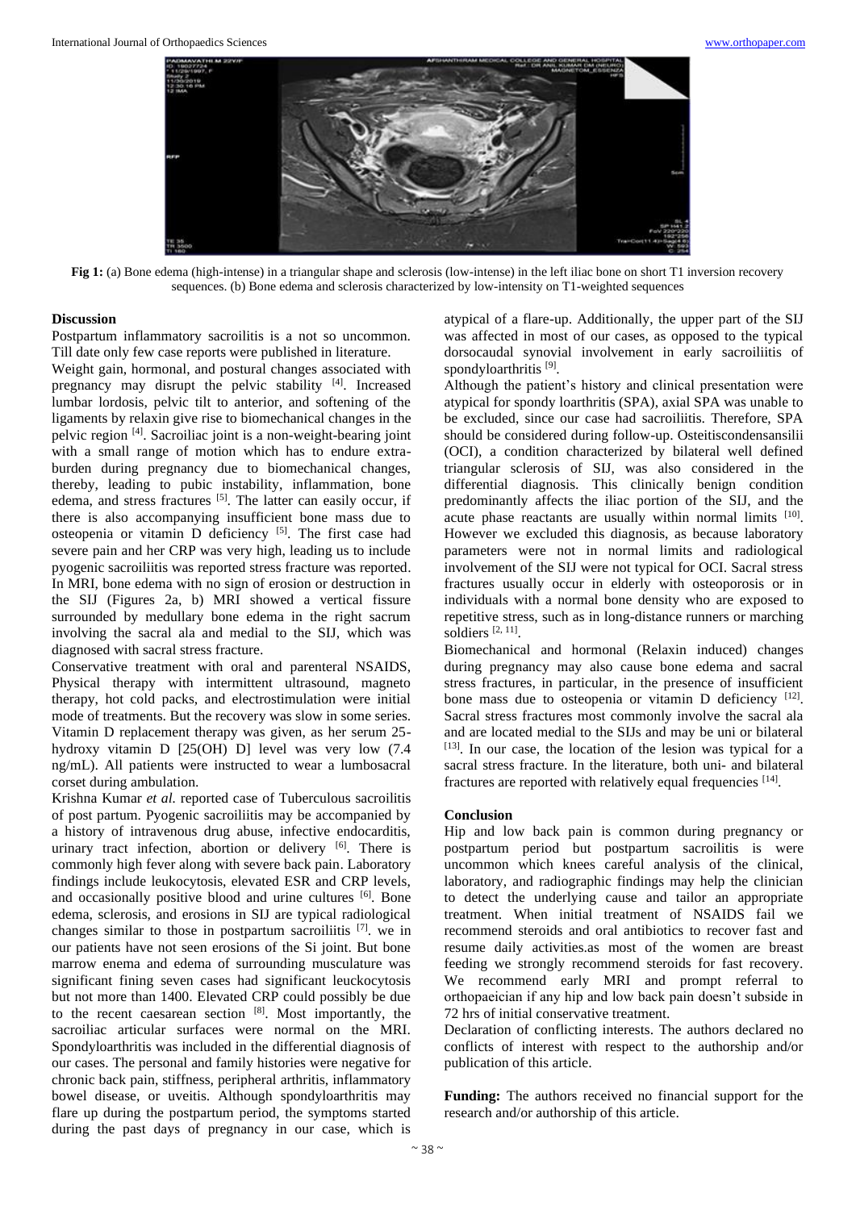**Fig 1:** (a) Bone edema (high-intense) in a triangular shape and sclerosis (low-intense) in the left iliac bone on short T1 inversion recovery sequences. (b) Bone edema and sclerosis characterized by low-intensity on T1-weighted sequences

## Discussion

Postpartum inflammatory sacroilitis is a not so uncommon. Till date only few case reports were published in literature.

Weight gain, hormonal, and postural changes associated with pregnancy may disrupt the pelvic stability [4]. Increased lumbar lordosis, pelvic tilt to anterior, and softening of the ligaments by relaxin give rise to biomechanical changes in the pelvic region [4]. Sacroiliac joint is a non-weight-bearing joint with a small range of motion which has to endure extra-burden during pregnancy due to biomechanical changes, thereby, leading to pubic instability, inflammation, bone edema, and stress fractures [5]. The latter can easily occur, if there is also accompanying insufficient bone mass due to osteopenia or vitamin D deficiency [5]. The first case had severe pain and her CRP was very high, leading us to include pyogenic sacroiliitis was reported stress fracture was reported. In MRI, bone edema with no sign of erosion or destruction in the SIJ (Figures 2a, b) MRI showed a vertical fissure surrounded by medullary bone edema in the right sacrum involving the sacral ala and medial to the SIJ, which was diagnosed with sacral stress fracture.

Conservative treatment with oral and parenteral NSAIDS, Physical therapy with intermittent ultrasound, magneto therapy, hot cold packs, and electrostimulation were initial mode of treatments. But the recovery was slow in some series. Vitamin D replacement therapy was given, as her serum 25-hydroxy vitamin D [25(OH) D] level was very low (7.4 ng/mL). All patients were instructed to wear a lumbosacral corset during ambulation.

Krishna Kumar *et al.* reported case of Tuberculous sacroilitis of post partum. Pyogenic sacroiliitis may be accompanied by a history of intravenous drug abuse, infective endocarditis, urinary tract infection, abortion or delivery [6]. There is commonly high fever along with severe back pain. Laboratory findings include leukocytosis, elevated ESR and CRP levels, and occasionally positive blood and urine cultures [6]. Bone edema, sclerosis, and erosions in SIJ are typical radiological changes similar to those in postpartum sacroiliitis [7]. we in our patients have not seen erosions of the Si joint. But bone marrow enema and edema of surrounding musculature was significant fining seven cases had significant leuckocytosis but not more than 1400. Elevated CRP could possibly be due to the recent caesarean section [8]. Most importantly, the sacroiliac articular surfaces were normal on the MRI. Spondyloarthritis was included in the differential diagnosis of our cases. The personal and family histories were negative for chronic back pain, stiffness, peripheral arthritis, inflammatory bowel disease, or uveitis. Although spondyloarthritis may flare up during the postpartum period, the symptoms started during the past days of pregnancy in our case, which is atypical of a flare-up. Additionally, the upper part of the SIJ was affected in most of our cases, as opposed to the typical dorsocaudal synovial involvement in early sacroiliitis of spondyloarthritis [9].

Although the patient's history and clinical presentation were atypical for spondy loarthritis (SPA), axial SPA was unable to be excluded, since our case had sacroiliitis. Therefore, SPA should be considered during follow-up. Osteitiscondensansilii (OCI), a condition characterized by bilateral well defined triangular sclerosis of SIJ, was also considered in the differential diagnosis. This clinically benign condition predominantly affects the iliac portion of the SIJ, and the acute phase reactants are usually within normal limits [10]. However we excluded this diagnosis, as because laboratory parameters were not in normal limits and radiological involvement of the SIJ were not typical for OCI. Sacral stress fractures usually occur in elderly with osteoporosis or in individuals with a normal bone density who are exposed to repetitive stress, such as in long-distance runners or marching soldiers [2, 11].

Biomechanical and hormonal (Relaxin induced) changes during pregnancy may also cause bone edema and sacral stress fractures, in particular, in the presence of insufficient bone mass due to osteopenia or vitamin D deficiency [12]. Sacral stress fractures most commonly involve the sacral ala and are located medial to the SIJs and may be uni or bilateral [13]. In our case, the location of the lesion was typical for a sacral stress fracture. In the literature, both uni- and bilateral fractures are reported with relatively equal frequencies [14].

## Conclusion

Hip and low back pain is common during pregnancy or postpartum period but postpartum sacroilitis is were uncommon which knees careful analysis of the clinical, laboratory, and radiographic findings may help the clinician to detect the underlying cause and tailor an appropriate treatment. When initial treatment of NSAIDS fail we recommend steroids and oral antibiotics to recover fast and resume daily activities.as most of the women are breast feeding we strongly recommend steroids for fast recovery. We recommend early MRI and prompt referral to orthopaeician if any hip and low back pain doesn't subside in 72 hrs of initial conservative treatment.

Declaration of conflicting interests. The authors declared no conflicts of interest with respect to the authorship and/or publication of this article.

**Funding:** The authors received no financial support for the research and/or authorship of this article.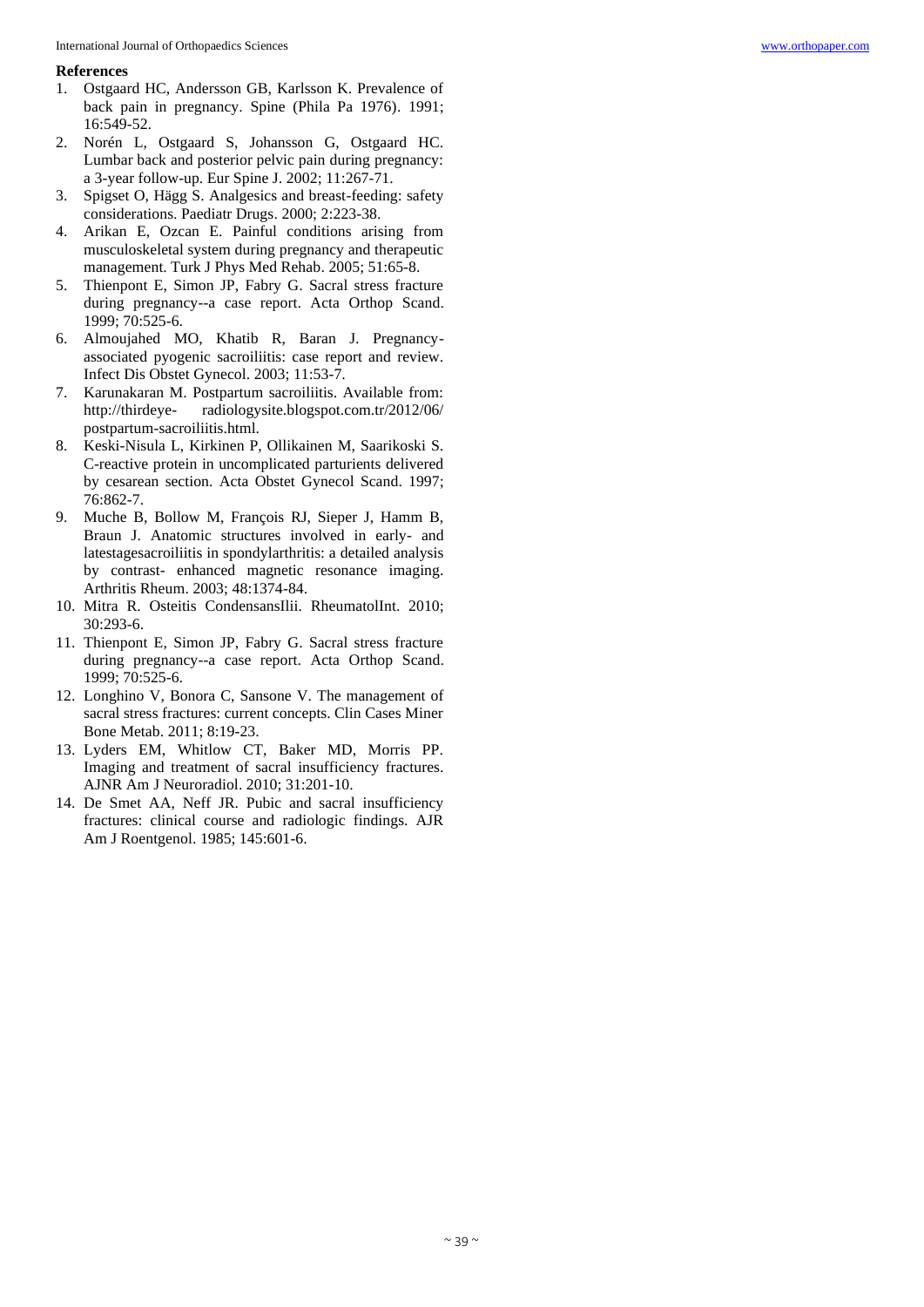**References**

1. Ostgaard HC, Andersson GB, Karlsson K. Prevalence of back pain in pregnancy. Spine (Phila Pa 1976). 1991; 16:549-52.
2. Norén L, Ostgaard S, Johansson G, Ostgaard HC. Lumbar back and posterior pelvic pain during pregnancy: a 3-year follow-up. Eur Spine J. 2002; 11:267-71.
3. Spigset O, Hägg S. Analgesics and breast-feeding: safety considerations. Paediatr Drugs. 2000; 2:223-38.
4. Arikan E, Ozcan E. Painful conditions arising from musculoskeletal system during pregnancy and therapeutic management. Turk J Phys Med Rehab. 2005; 51:65-8.
5. Thienpont E, Simon JP, Fabry G. Sacral stress fracture during pregnancy--a case report. Acta Orthop Scand. 1999; 70:525-6.
6. Almoujahed MO, Khatib R, Baran J. Pregnancy-associated pyogenic sacroiliitis: case report and review. Infect Dis Obstet Gynecol. 2003; 11:53-7.
7. Karunakaran M. Postpartum sacroiliitis. Available from: http://thirdeye- radiologysite.blogspot.com.tr/2012/06/postpartum-sacroiliitis.html.
8. Keski-Nisula L, Kirkinen P, Ollikainen M, Saarikoski S. C-reactive protein in uncomplicated parturients delivered by cesarean section. Acta Obstet Gynecol Scand. 1997; 76:862-7.
9. Muche B, Bollow M, François RJ, Sieper J, Hamm B, Braun J. Anatomic structures involved in early- and latestagesacroiliitis in spondylarthritis: a detailed analysis by contrast- enhanced magnetic resonance imaging. Arthritis Rheum. 2003; 48:1374-84.
10. Mitra R. Osteitis CondensansIlii. RheumatolInt. 2010; 30:293-6.
11. Thienpont E, Simon JP, Fabry G. Sacral stress fracture during pregnancy--a case report. Acta Orthop Scand. 1999; 70:525-6.
12. Longhino V, Bonora C, Sansone V. The management of sacral stress fractures: current concepts. Clin Cases Miner Bone Metab. 2011; 8:19-23.
13. Lyders EM, Whitlow CT, Baker MD, Morris PP. Imaging and treatment of sacral insufficiency fractures. AJNR Am J Neuroradiol. 2010; 31:201-10.
14. De Smet AA, Neff JR. Pubic and sacral insufficiency fractures: clinical course and radiologic findings. AJR Am J Roentgenol. 1985; 145:601-6.